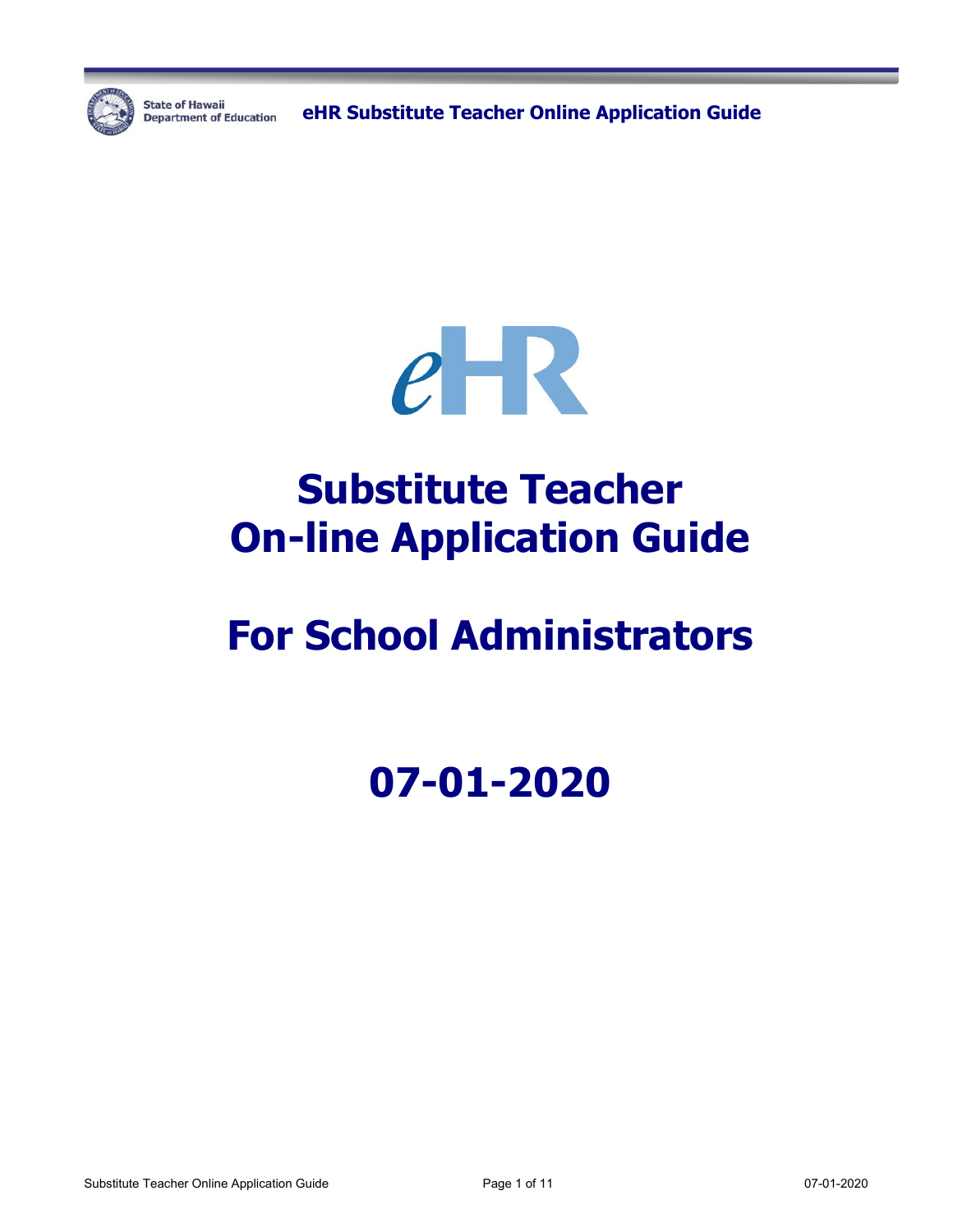# Substitute Teacher On-line Application Guide

# For School Administrators

# 07-01-2020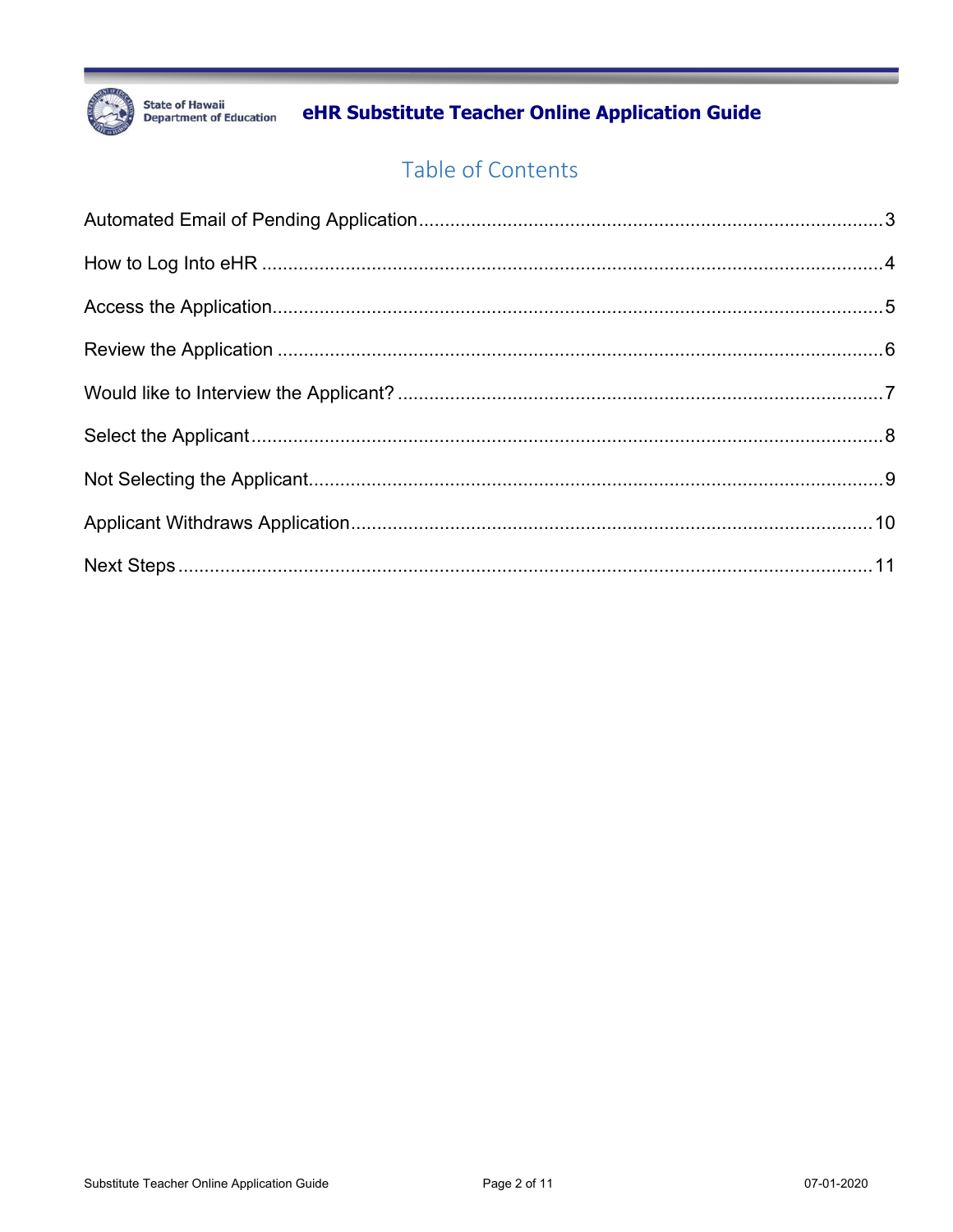# Table of Contents

Automated Email of Pending Application........................................................................................3

How to Log Into eHR .....................................................................................................................4

Access the Application...................................................................................................................5

Review the Application ...................................................................................................................6

Would like to Interview the Applicant? ............................................................................................7

Select the Applicant........................................................................................................................8

Not Selecting the Applicant.............................................................................................................9

Applicant Withdraws Application....................................................................................................10

Next Steps ....................................................................................................................................11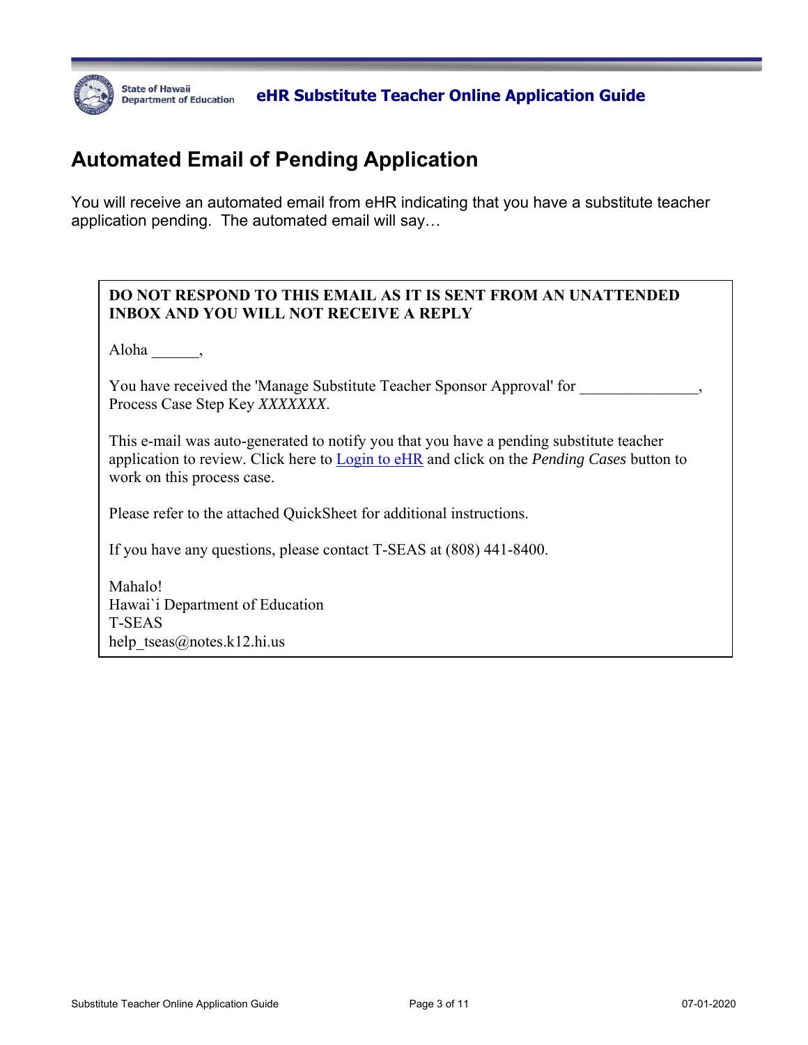## Automated Email of Pending Application

You will receive an automated email from eHR indicating that you have a substitute teacher application pending. The automated email will say…

> **DO NOT RESPOND TO THIS EMAIL AS IT IS SENT FROM AN UNATTENDED INBOX AND YOU WILL NOT RECEIVE A REPLY**
>
> Aloha ______,
>
> You have received the 'Manage Substitute Teacher Sponsor Approval' for _______________, Process Case Step Key *XXXXXXX*.
>
> This e-mail was auto-generated to notify you that you have a pending substitute teacher application to review. Click here to Login to eHR and click on the *Pending Cases* button to work on this process case.
>
> Please refer to the attached QuickSheet for additional instructions.
>
> If you have any questions, please contact T-SEAS at (808) 441-8400.
>
> Mahalo!
> Hawai`i Department of Education
> T-SEAS
> help_tseas@notes.k12.hi.us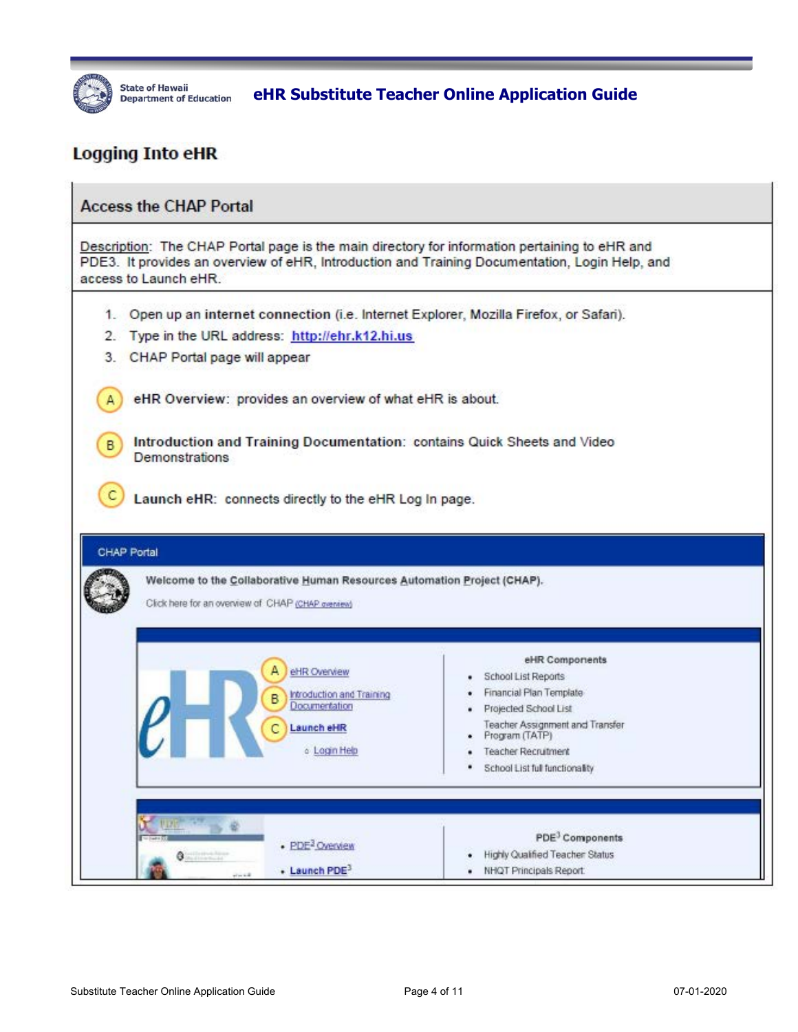## Logging Into eHR

### Access the CHAP Portal

Description: The CHAP Portal page is the main directory for information pertaining to eHR and PDE3. It provides an overview of eHR, Introduction and Training Documentation, Login Help, and access to Launch eHR.

1. Open up an **internet connection** (i.e. Internet Explorer, Mozilla Firefox, or Safari).
2. Type in the URL address: **http://ehr.k12.hi.us**
3. CHAP Portal page will appear

(A) **eHR Overview**: provides an overview of what eHR is about.

(B) **Introduction and Training Documentation**: contains Quick Sheets and Video Demonstrations

(C) **Launch eHR**: connects directly to the eHR Log In page.

CHAP Portal

**Welcome to the Collaborative Human Resources Automation Project (CHAP).**

Click here for an overview of CHAP (CHAP overview)

eHR

- (A) eHR Overview
- (B) Introduction and Training Documentation
- (C) **Launch eHR**
  - Login Help

**eHR Components**

- School List Reports
- Financial Plan Template
- Projected School List
- Teacher Assignment and Transfer Program (TATP)
- Teacher Recruitment
- School List full functionality

- PDE[3] Overview
- **Launch PDE[3]**

**PDE[3] Components**

- Highly Qualified Teacher Status
- NHQT Principals Report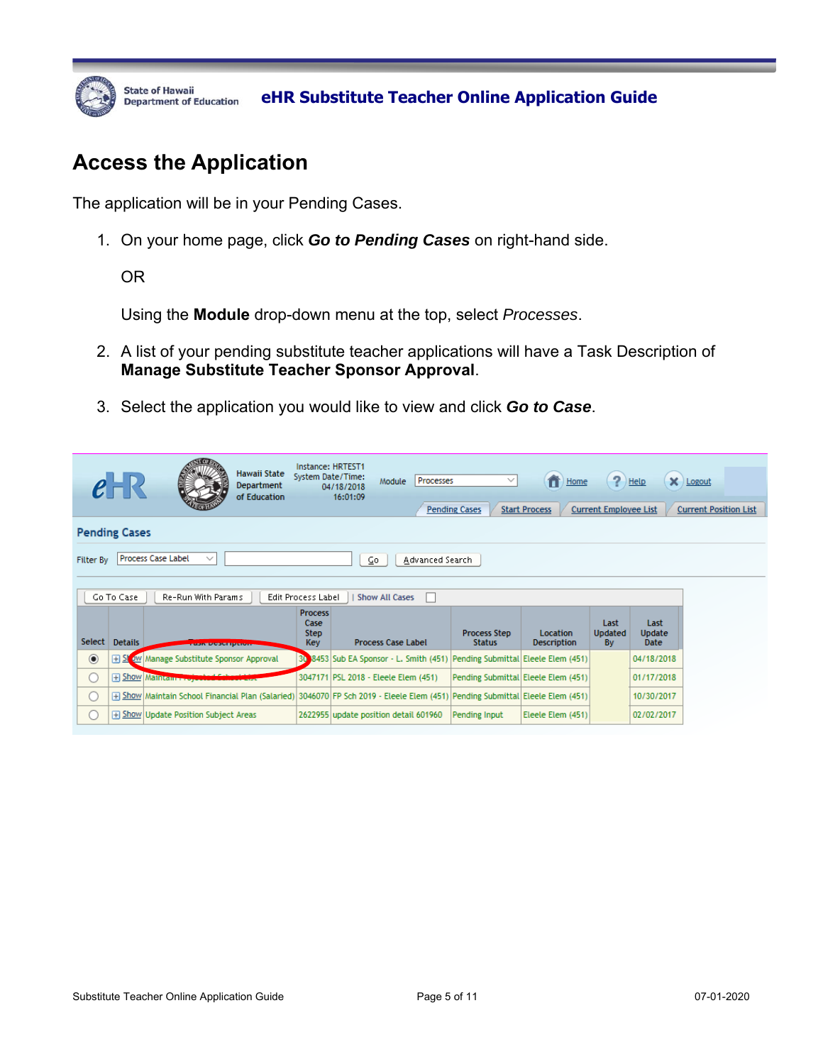## Access the Application

The application will be in your Pending Cases.

1. On your home page, click ***Go to Pending Cases*** on right-hand side.

   OR

   Using the **Module** drop-down menu at the top, select *Processes*.

2. A list of your pending substitute teacher applications will have a Task Description of **Manage Substitute Teacher Sponsor Approval**.

3. Select the application you would like to view and click ***Go to Case***.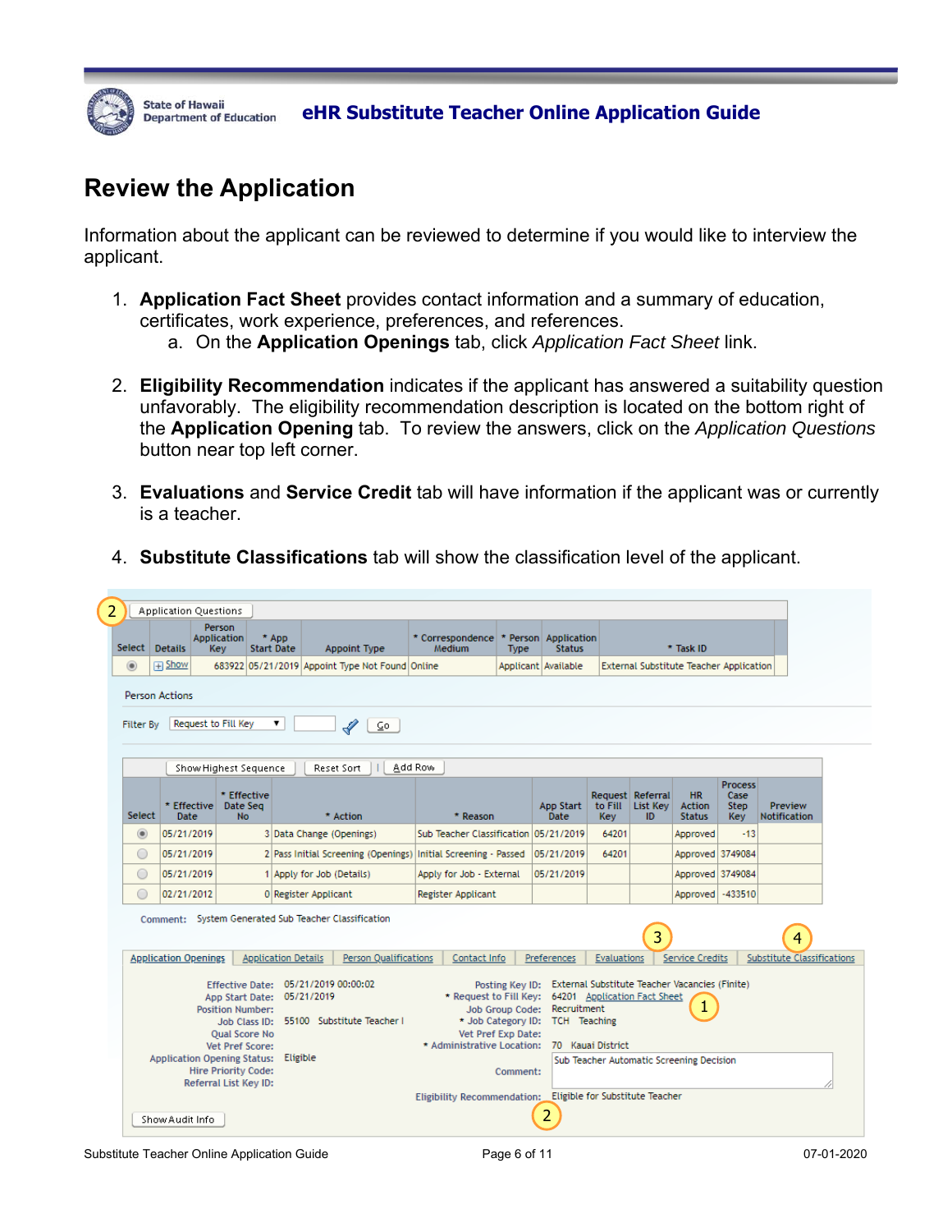# Review the Application

Information about the applicant can be reviewed to determine if you would like to interview the applicant.

1. **Application Fact Sheet** provides contact information and a summary of education, certificates, work experience, preferences, and references.
   a. On the **Application Openings** tab, click *Application Fact Sheet* link.

2. **Eligibility Recommendation** indicates if the applicant has answered a suitability question unfavorably. The eligibility recommendation description is located on the bottom right of the **Application Opening** tab. To review the answers, click on the *Application Questions* button near top left corner.

3. **Evaluations** and **Service Credit** tab will have information if the applicant was or currently is a teacher.

4. **Substitute Classifications** tab will show the classification level of the applicant.

2 Application Questions

| Select | Details | Person Application Key | * App Start Date | Appoint Type | * Correspondence Medium | * Person Type | Application Status | * Task ID |
|---|---|---|---|---|---|---|---|---|
| ◉ | Show | 683922 | 05/21/2019 | Appoint Type Not Found | Online | Applicant | Available | External Substitute Teacher Application |

Person Actions

Filter By: Request to Fill Key | Go

Show Highest Sequence | Reset Sort | Add Row

| Select | * Effective Date | * Effective Date Seq No | * Action | * Reason | App Start Date | Request to Fill Key | Referral List Key ID | HR Action Status | Process Case Step Key | Preview Notification |
|---|---|---|---|---|---|---|---|---|---|---|
| ◉ | 05/21/2019 | 3 | Data Change (Openings) | Sub Teacher Classification | 05/21/2019 | 64201 | | Approved | -13 | |
| ○ | 05/21/2019 | 2 | Pass Initial Screening (Openings) | Initial Screening - Passed | 05/21/2019 | 64201 | | Approved | 3749084 | |
| ○ | 05/21/2019 | 1 | Apply for Job (Details) | Apply for Job - External | 05/21/2019 | | | Approved | 3749084 | |
| ○ | 02/21/2012 | 0 | Register Applicant | Register Applicant | | | | Approved | -433510 | |

Comment: System Generated Sub Teacher Classification

Application Openings | Application Details | Person Qualifications | Contact Info | Preferences | Evaluations (3) | Service Credits | Substitute Classifications (4)

Effective Date: 05/21/2019 00:00:02
App Start Date: 05/21/2019
Position Number:
Job Class ID: 55100 Substitute Teacher I
Qual Score No
Vet Pref Score:
Application Opening Status: Eligible
Hire Priority Code:
Referral List Key ID:

Posting Key ID: External Substitute Teacher Vacancies (Finite)
* Request to Fill Key: 64201 Application Fact Sheet (1)
Job Group Code: Recruitment
* Job Category ID: TCH Teaching
Vet Pref Exp Date:
* Administrative Location: 70 Kauai District
Comment: Sub Teacher Automatic Screening Decision
Eligibility Recommendation: Eligible for Substitute Teacher (2)

Show Audit Info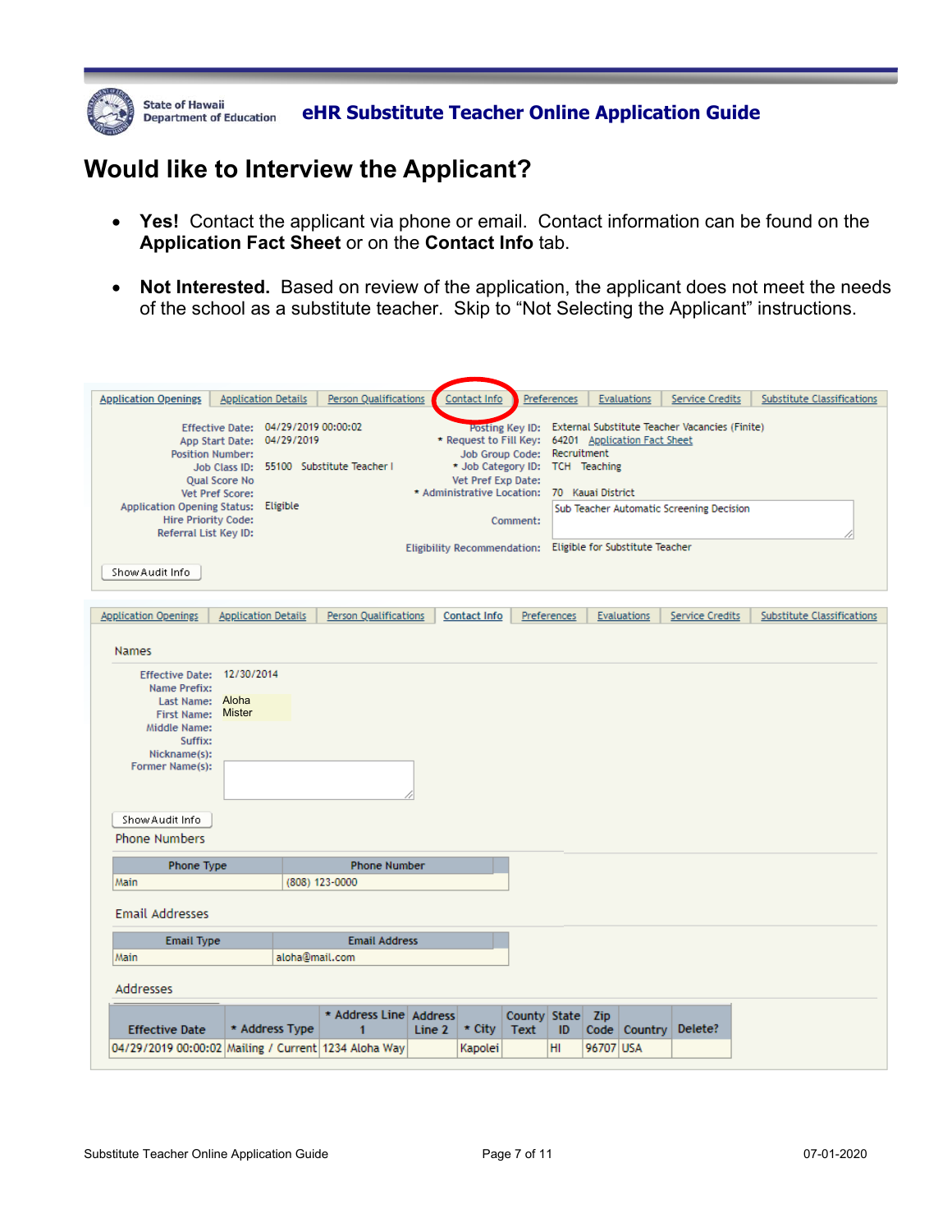# Would like to Interview the Applicant?

- **Yes!** Contact the applicant via phone or email. Contact information can be found on the **Application Fact Sheet** or on the **Contact Info** tab.
- **Not Interested.** Based on review of the application, the applicant does not meet the needs of the school as a substitute teacher. Skip to "Not Selecting the Applicant" instructions.

Application Openings | Application Details | Person Qualifications | Contact Info | Preferences | Evaluations | Service Credits | Substitute Classifications

Effective Date: 04/29/2019 00:00:02
App Start Date: 04/29/2019
Position Number:
Job Class ID: 55100 Substitute Teacher I
Qual Score No
Vet Pref Score:
Application Opening Status: Eligible
Hire Priority Code:
Referral List Key ID:

Posting Key ID: External Substitute Teacher Vacancies (Finite)
* Request to Fill Key: 64201 Application Fact Sheet
Job Group Code: Recruitment
* Job Category ID: TCH Teaching
Vet Pref Exp Date:
* Administrative Location: 70 Kauai District
Comment: Sub Teacher Automatic Screening Decision
Eligibility Recommendation: Eligible for Substitute Teacher

Show Audit Info

Application Openings | Application Details | Person Qualifications | Contact Info | Preferences | Evaluations | Service Credits | Substitute Classifications

Names

Effective Date: 12/30/2014
Name Prefix:
Last Name: Aloha
First Name: Mister
Middle Name:
Suffix:
Nickname(s):
Former Name(s):

Show Audit Info

Phone Numbers

| Phone Type | Phone Number |
|---|---|
| Main | (808) 123-0000 |

Email Addresses

| Email Type | Email Address |
|---|---|
| Main | aloha@mail.com |

Addresses

| Effective Date | * Address Type | * Address Line 1 | Address Line 2 | * City | County Text | State ID | Zip Code | Country | Delete? |
|---|---|---|---|---|---|---|---|---|---|
| 04/29/2019 00:00:02 | Mailing / Current | 1234 Aloha Way | | Kapolei | | HI | 96707 | USA | |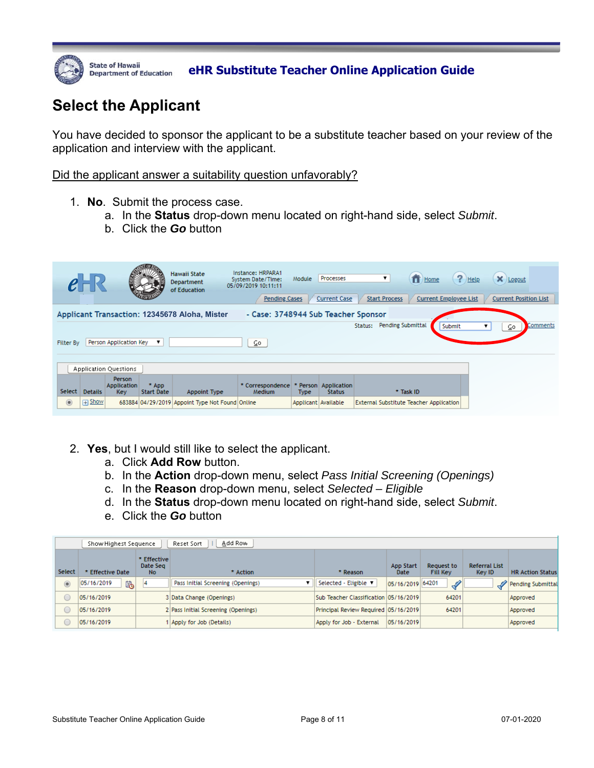# Select the Applicant

You have decided to sponsor the applicant to be a substitute teacher based on your review of the application and interview with the applicant.

Did the applicant answer a suitability question unfavorably?

1. **No**. Submit the process case.
   a. In the **Status** drop-down menu located on right-hand side, select *Submit*.
   b. Click the ***Go*** button

2. **Yes**, but I would still like to select the applicant.
   a. Click **Add Row** button.
   b. In the **Action** drop-down menu, select *Pass Initial Screening (Openings)*
   c. In the **Reason** drop-down menu, select *Selected – Eligible*
   d. In the **Status** drop-down menu located on right-hand side, select *Submit*.
   e. Click the ***Go*** button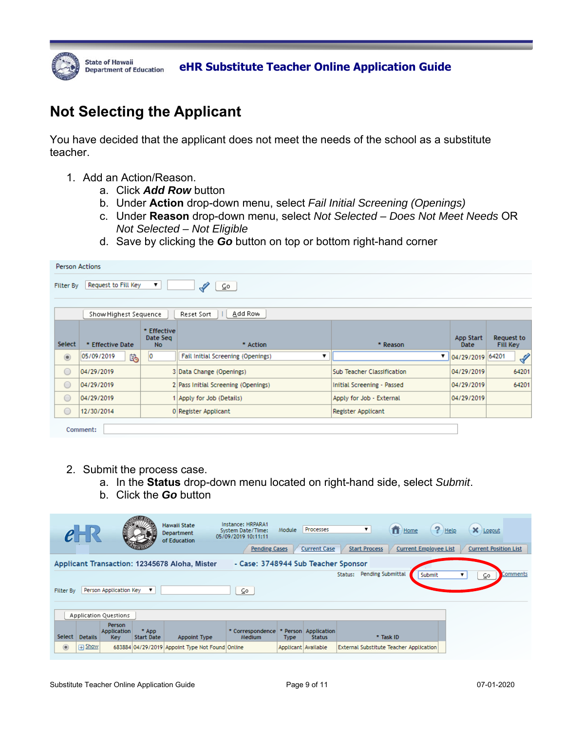# Not Selecting the Applicant

You have decided that the applicant does not meet the needs of the school as a substitute teacher.

1. Add an Action/Reason.
   a. Click ***Add Row*** button
   b. Under **Action** drop-down menu, select *Fail Initial Screening (Openings)*
   c. Under **Reason** drop-down menu, select *Not Selected – Does Not Meet Needs* OR *Not Selected – Not Eligible*
   d. Save by clicking the ***Go*** button on top or bottom right-hand corner

Person Actions

Filter By: Request to Fill Key | Go

Show Highest Sequence | Reset Sort | Add Row

| Select | * Effective Date | * Effective Date Seq No | * Action | * Reason | App Start Date | Request to Fill Key |
|---|---|---|---|---|---|---|
| ◉ | 05/09/2019 | 0 | Fail Initial Screening (Openings) | | 04/29/2019 | 64201 |
| ○ | 04/29/2019 | 3 | Data Change (Openings) | Sub Teacher Classification | 04/29/2019 | 64201 |
| ○ | 04/29/2019 | 2 | Pass Initial Screening (Openings) | Initial Screening - Passed | 04/29/2019 | 64201 |
| ○ | 04/29/2019 | 1 | Apply for Job (Details) | Apply for Job - External | 04/29/2019 | |
| ○ | 12/30/2014 | 0 | Register Applicant | Register Applicant | | |

Comment:

2. Submit the process case.
   a. In the **Status** drop-down menu located on right-hand side, select *Submit*.
   b. Click the ***Go*** button

eHR | Hawaii State Department of Education | Instance: HRPARA1 System Date/Time: 05/09/2019 10:11:11 | Module: Processes | Home | Help | Logout

Pending Cases | Current Case | Start Process | Current Employee List | Current Position List

Applicant Transaction: 12345678 Aloha, Mister - Case: 3748944 Sub Teacher Sponsor

Status: Pending Submittal | Submit | Go | Comments

Filter By: Person Application Key | Go

Application Questions

| Select | Details | Person Application Key | * App Start Date | Appoint Type | * Correspondence Medium | * Person Type | Application Status | * Task ID |
|---|---|---|---|---|---|---|---|---|
| ◉ | Show | 683884 | 04/29/2019 | Appoint Type Not Found | Online | Applicant | Available | External Substitute Teacher Application |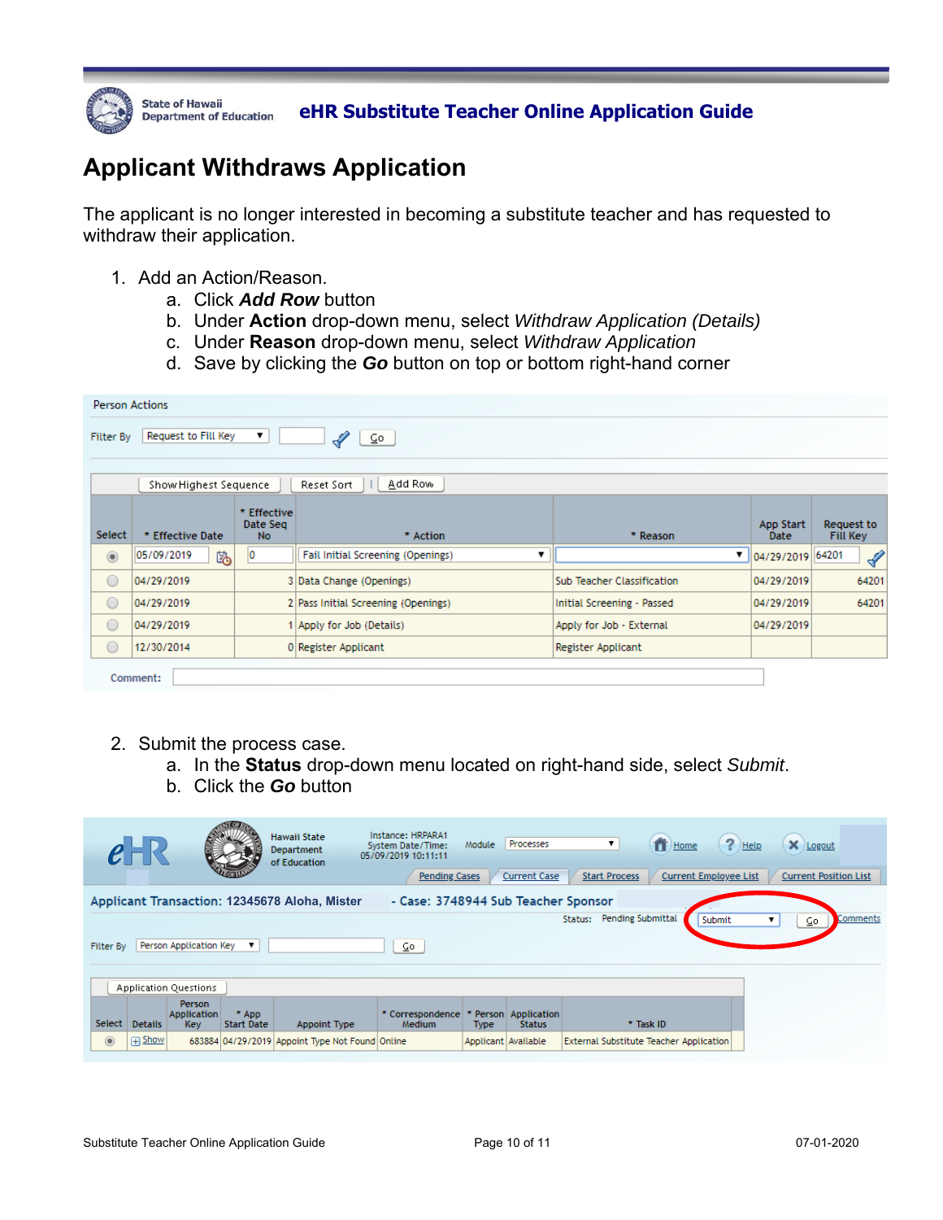# Applicant Withdraws Application

The applicant is no longer interested in becoming a substitute teacher and has requested to withdraw their application.

1. Add an Action/Reason.
   a. Click ***Add Row*** button
   b. Under **Action** drop-down menu, select *Withdraw Application (Details)*
   c. Under **Reason** drop-down menu, select *Withdraw Application*
   d. Save by clicking the ***Go*** button on top or bottom right-hand corner

Person Actions

Filter By: Request to Fill Key | Go

Show Highest Sequence | Reset Sort | Add Row

| Select | * Effective Date | * Effective Date Seq No | * Action | * Reason | App Start Date | Request to Fill Key |
|---|---|---|---|---|---|---|
| ◉ | 05/09/2019 | 0 | Fail Initial Screening (Openings) | | 04/29/2019 | 64201 |
| ○ | 04/29/2019 | 3 | Data Change (Openings) | Sub Teacher Classification | 04/29/2019 | 64201 |
| ○ | 04/29/2019 | 2 | Pass Initial Screening (Openings) | Initial Screening - Passed | 04/29/2019 | 64201 |
| ○ | 04/29/2019 | 1 | Apply for Job (Details) | Apply for Job - External | 04/29/2019 | |
| ○ | 12/30/2014 | 0 | Register Applicant | Register Applicant | | |

Comment:

2. Submit the process case.
   a. In the **Status** drop-down menu located on right-hand side, select *Submit*.
   b. Click the ***Go*** button

eHR — Hawaii State Department of Education — Instance: HRPARA1 — System Date/Time: 05/09/2019 10:11:11 — Module: Processes — Home | Help | Logout

Pending Cases | Current Case | Start Process | Current Employee List | Current Position List

**Applicant Transaction: 12345678 Aloha, Mister - Case: 3748944 Sub Teacher Sponsor**

Status: Pending Submittal | Submit | Go | Comments

Filter By: Person Application Key | Go

Application Questions

| Select | Details | Person Application Key | * App Start Date | Appoint Type | * Correspondence Medium | * Person Type | Application Status | * Task ID |
|---|---|---|---|---|---|---|---|---|
| ◉ | Show | 683884 | 04/29/2019 | Appoint Type Not Found | Online | Applicant | Available | External Substitute Teacher Application |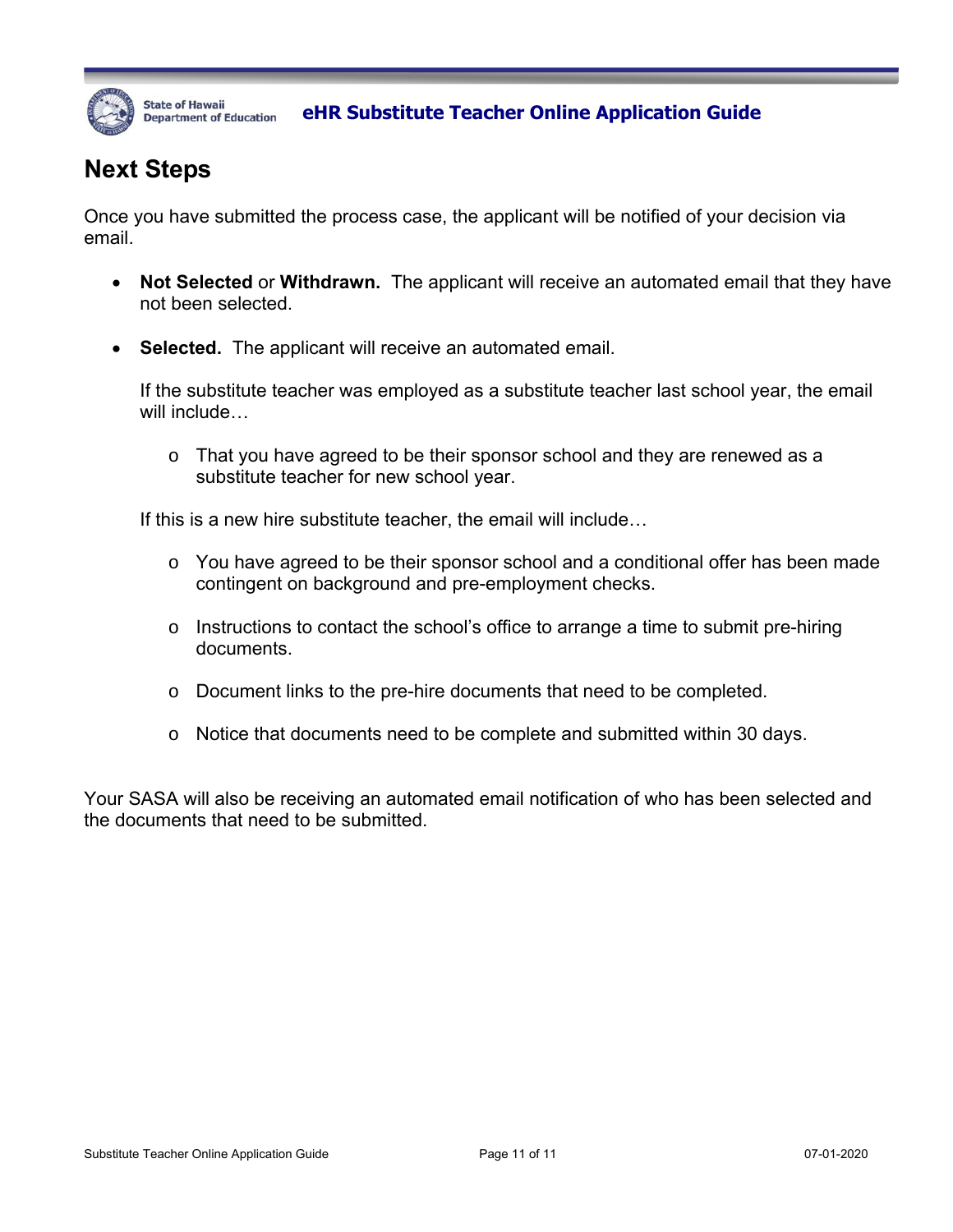## Next Steps

Once you have submitted the process case, the applicant will be notified of your decision via email.

- **Not Selected** or **Withdrawn.** The applicant will receive an automated email that they have not been selected.

- **Selected.** The applicant will receive an automated email.

  If the substitute teacher was employed as a substitute teacher last school year, the email will include…

  - That you have agreed to be their sponsor school and they are renewed as a substitute teacher for new school year.

  If this is a new hire substitute teacher, the email will include…

  - You have agreed to be their sponsor school and a conditional offer has been made contingent on background and pre-employment checks.

  - Instructions to contact the school's office to arrange a time to submit pre-hiring documents.

  - Document links to the pre-hire documents that need to be completed.

  - Notice that documents need to be complete and submitted within 30 days.

Your SASA will also be receiving an automated email notification of who has been selected and the documents that need to be submitted.